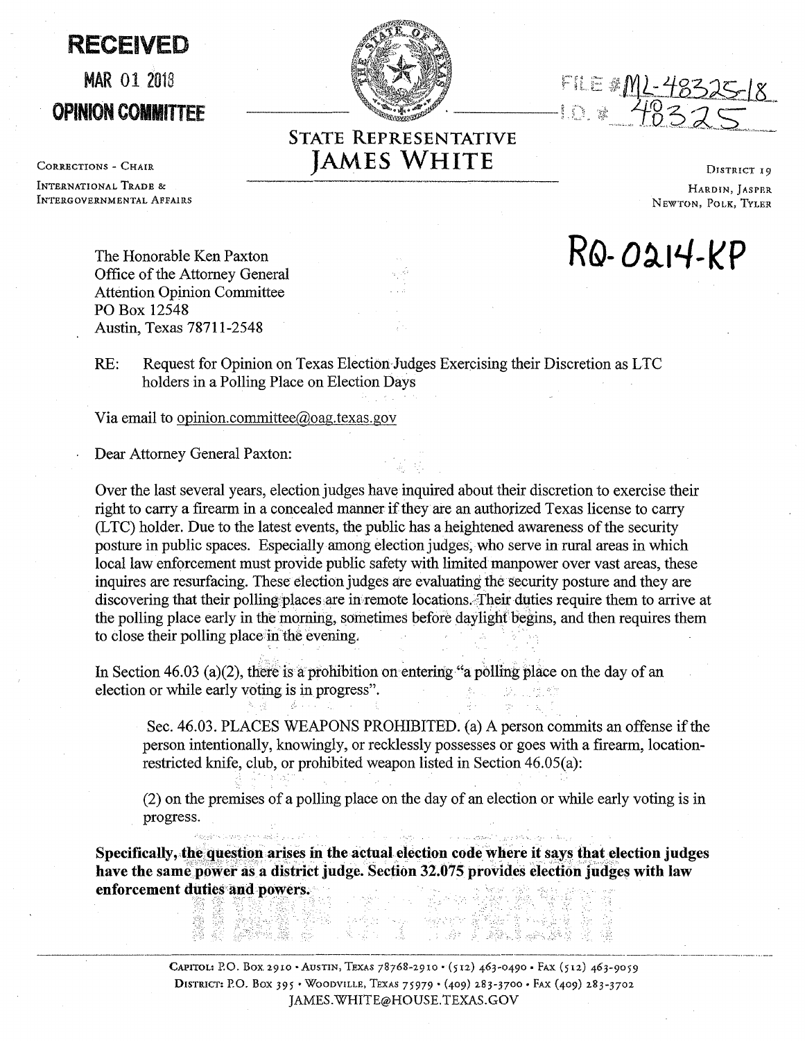**RECEIVED**

**MAR 01 2018**

**OPINION COMMITTEE**

FILE # ML-48325-18
I.D. # 48325

# STATE REPRESENTATIVE JAMES WHITE

CORRECTIONS - CHAIR
INTERNATIONAL TRADE & INTERGOVERNMENTAL AFFAIRS

DISTRICT 19
HARDIN, JASPER
NEWTON, POLK, TYLER

**RQ-0214-KP**

The Honorable Ken Paxton
Office of the Attorney General
Attention Opinion Committee
PO Box 12548
Austin, Texas 78711-2548

RE: Request for Opinion on Texas Election Judges Exercising their Discretion as LTC holders in a Polling Place on Election Days

Via email to opinion.committee@oag.texas.gov

Dear Attorney General Paxton:

Over the last several years, election judges have inquired about their discretion to exercise their right to carry a firearm in a concealed manner if they are an authorized Texas license to carry (LTC) holder. Due to the latest events, the public has a heightened awareness of the security posture in public spaces. Especially among election judges, who serve in rural areas in which local law enforcement must provide public safety with limited manpower over vast areas, these inquires are resurfacing. These election judges are evaluating the security posture and they are discovering that their polling places are in remote locations. Their duties require them to arrive at the polling place early in the morning, sometimes before daylight begins, and then requires them to close their polling place in the evening.

In Section 46.03 (a)(2), there is a prohibition on entering "a polling place on the day of an election or while early voting is in progress".

> Sec. 46.03. PLACES WEAPONS PROHIBITED. (a) A person commits an offense if the person intentionally, knowingly, or recklessly possesses or goes with a firearm, location-restricted knife, club, or prohibited weapon listed in Section 46.05(a):
>
> (2) on the premises of a polling place on the day of an election or while early voting is in progress.

**Specifically, the question arises in the actual election code where it says that election judges have the same power as a district judge. Section 32.075 provides election judges with law enforcement duties and powers.**

CAPITOL: P.O. BOX 2910 • AUSTIN, TEXAS 78768-2910 • (512) 463-0490 • FAX (512) 463-9059
DISTRICT: P.O. BOX 395 • WOODVILLE, TEXAS 75979 • (409) 283-3700 • FAX (409) 283-3702
JAMES.WHITE@HOUSE.TEXAS.GOV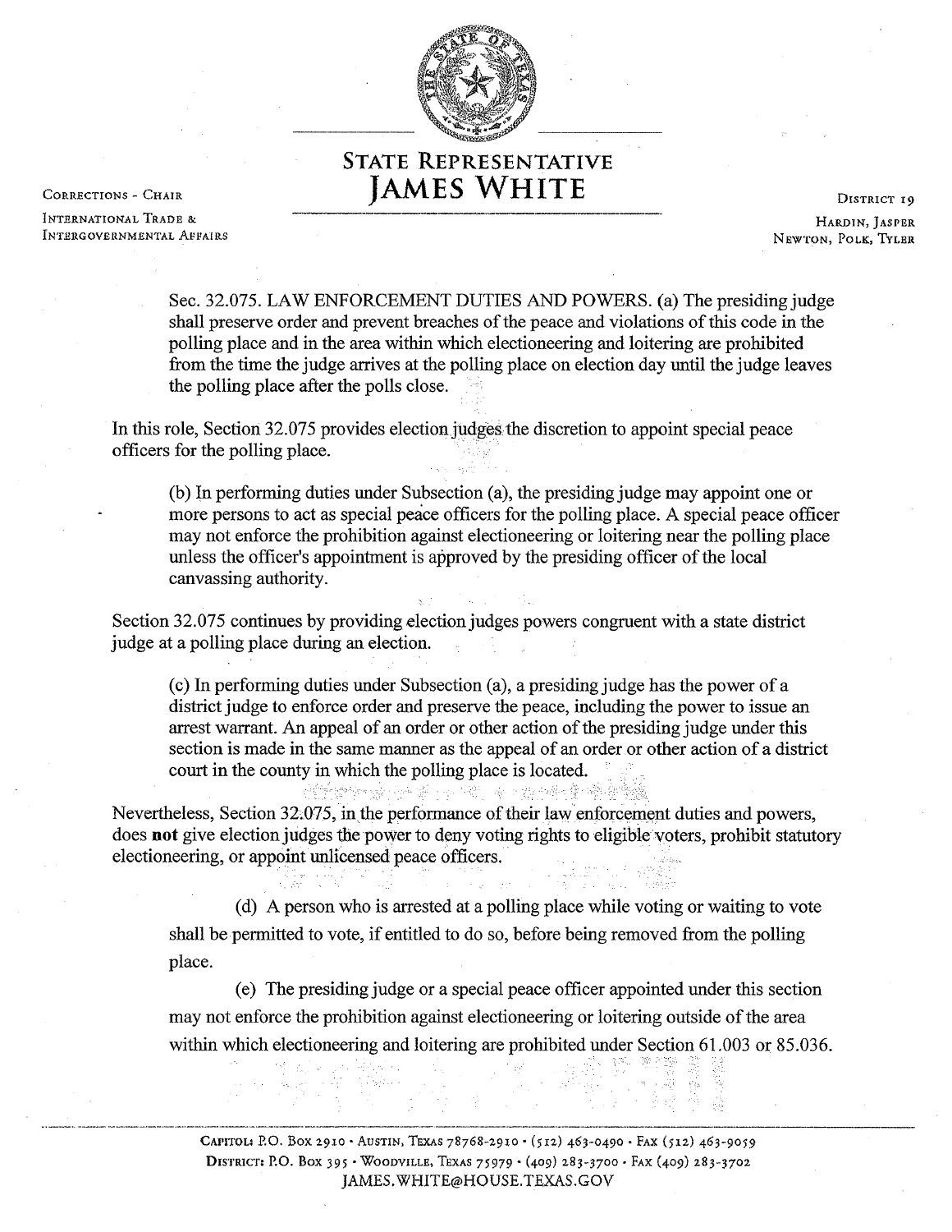Sec. 32.075. LAW ENFORCEMENT DUTIES AND POWERS. (a) The presiding judge shall preserve order and prevent breaches of the peace and violations of this code in the polling place and in the area within which electioneering and loitering are prohibited from the time the judge arrives at the polling place on election day until the judge leaves the polling place after the polls close.

In this role, Section 32.075 provides election judges the discretion to appoint special peace officers for the polling place.

> (b) In performing duties under Subsection (a), the presiding judge may appoint one or more persons to act as special peace officers for the polling place. A special peace officer may not enforce the prohibition against electioneering or loitering near the polling place unless the officer's appointment is approved by the presiding officer of the local canvassing authority.

Section 32.075 continues by providing election judges powers congruent with a state district judge at a polling place during an election.

> (c) In performing duties under Subsection (a), a presiding judge has the power of a district judge to enforce order and preserve the peace, including the power to issue an arrest warrant. An appeal of an order or other action of the presiding judge under this section is made in the same manner as the appeal of an order or other action of a district court in the county in which the polling place is located.

Nevertheless, Section 32.075, in the performance of their law enforcement duties and powers, does **not** give election judges the power to deny voting rights to eligible voters, prohibit statutory electioneering, or appoint unlicensed peace officers.

> (d) A person who is arrested at a polling place while voting or waiting to vote shall be permitted to vote, if entitled to do so, before being removed from the polling place.
>
> (e) The presiding judge or a special peace officer appointed under this section may not enforce the prohibition against electioneering or loitering outside of the area within which electioneering and loitering are prohibited under Section 61.003 or 85.036.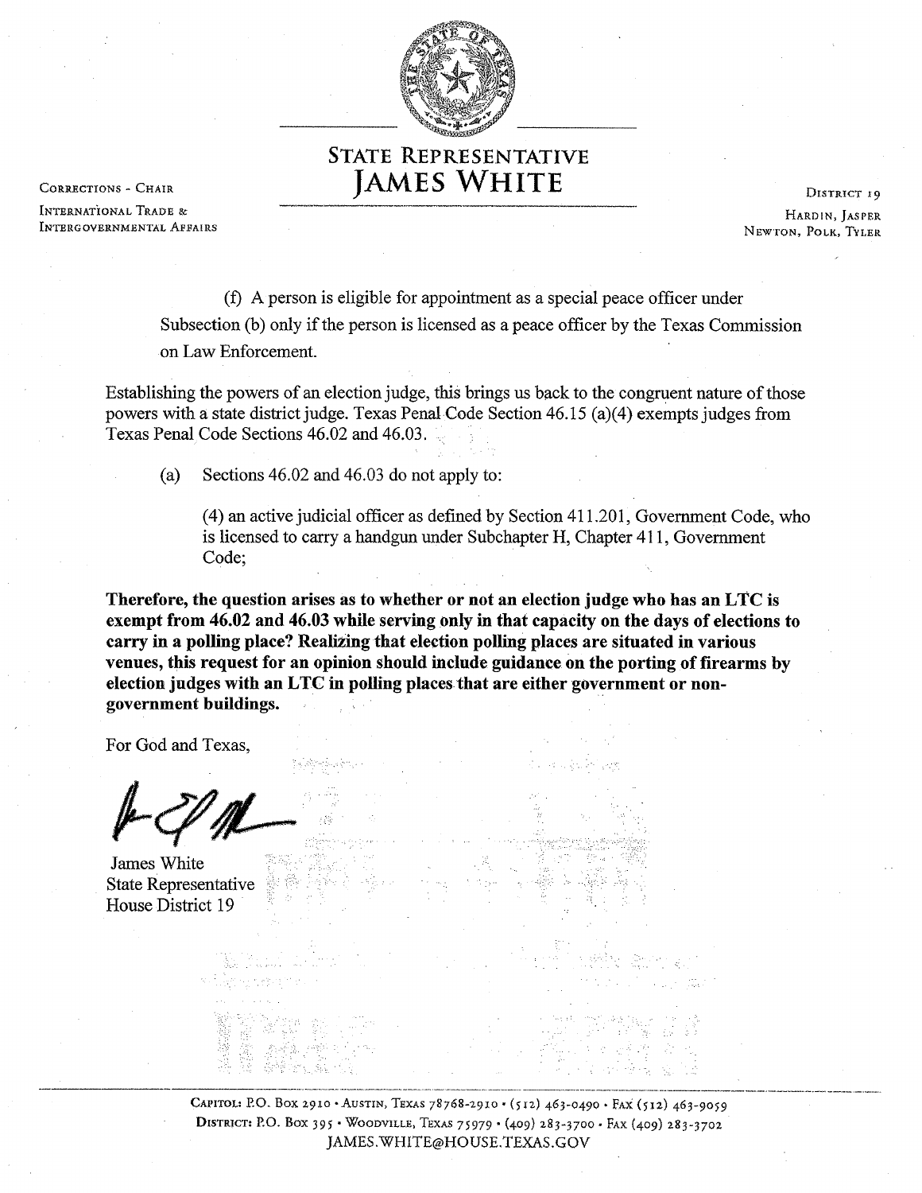STATE REPRESENTATIVE
JAMES WHITE

CORRECTIONS - CHAIR
INTERNATIONAL TRADE & INTERGOVERNMENTAL AFFAIRS

DISTRICT 19
HARDIN, JASPER
NEWTON, POLK, TYLER

(f) A person is eligible for appointment as a special peace officer under Subsection (b) only if the person is licensed as a peace officer by the Texas Commission on Law Enforcement.

Establishing the powers of an election judge, this brings us back to the congruent nature of those powers with a state district judge. Texas Penal Code Section 46.15 (a)(4) exempts judges from Texas Penal Code Sections 46.02 and 46.03.

(a) Sections 46.02 and 46.03 do not apply to:

(4) an active judicial officer as defined by Section 411.201, Government Code, who is licensed to carry a handgun under Subchapter H, Chapter 411, Government Code;

**Therefore, the question arises as to whether or not an election judge who has an LTC is exempt from 46.02 and 46.03 while serving only in that capacity on the days of elections to carry in a polling place? Realizing that election polling places are situated in various venues, this request for an opinion should include guidance on the porting of firearms by election judges with an LTC in polling places that are either government or non-government buildings.**

For God and Texas,

James White
State Representative
House District 19

CAPITOL: P.O. BOX 2910 • AUSTIN, TEXAS 78768-2910 • (512) 463-0490 • FAX (512) 463-9059
DISTRICT: P.O. BOX 395 • WOODVILLE, TEXAS 75979 • (409) 283-3700 • FAX (409) 283-3702
JAMES.WHITE@HOUSE.TEXAS.GOV